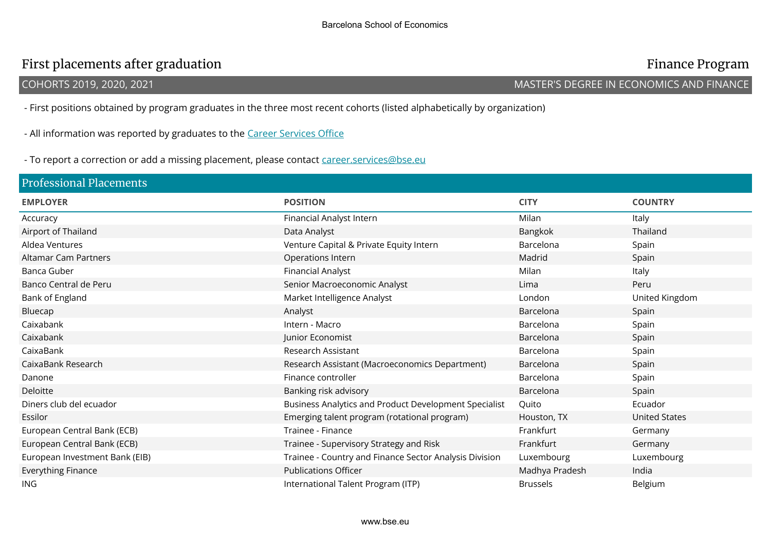Barcelona School of Economics

# First placements after graduation

**Finance Program**

COHORTS 2019, 2020, 2021 — MASTER'S DEGREE IN ECONOMICS AND FINANCE

- First positions obtained by program graduates in the three most recent cohorts (listed alphabetically by organization)

- All information was reported by graduates to the Career Services Office

- To report a correction or add a missing placement, please contact career.services@bse.eu

## Professional Placements

| EMPLOYER | POSITION | CITY | COUNTRY |
|---|---|---|---|
| Accuracy | Financial Analyst Intern | Milan | Italy |
| Airport of Thailand | Data Analyst | Bangkok | Thailand |
| Aldea Ventures | Venture Capital & Private Equity Intern | Barcelona | Spain |
| Altamar Cam Partners | Operations Intern | Madrid | Spain |
| Banca Guber | Financial Analyst | Milan | Italy |
| Banco Central de Peru | Senior Macroeconomic Analyst | Lima | Peru |
| Bank of England | Market Intelligence Analyst | London | United Kingdom |
| Bluecap | Analyst | Barcelona | Spain |
| Caixabank | Intern - Macro | Barcelona | Spain |
| Caixabank | Junior Economist | Barcelona | Spain |
| CaixaBank | Research Assistant | Barcelona | Spain |
| CaixaBank Research | Research Assistant (Macroeconomics Department) | Barcelona | Spain |
| Danone | Finance controller | Barcelona | Spain |
| Deloitte | Banking risk advisory | Barcelona | Spain |
| Diners club del ecuador | Business Analytics and Product Development Specialist | Quito | Ecuador |
| Essilor | Emerging talent program (rotational program) | Houston, TX | United States |
| European Central Bank (ECB) | Trainee - Finance | Frankfurt | Germany |
| European Central Bank (ECB) | Trainee - Supervisory Strategy and Risk | Frankfurt | Germany |
| European Investment Bank (EIB) | Trainee - Country and Finance Sector Analysis Division | Luxembourg | Luxembourg |
| Everything Finance | Publications Officer | Madhya Pradesh | India |
| ING | International Talent Program (ITP) | Brussels | Belgium |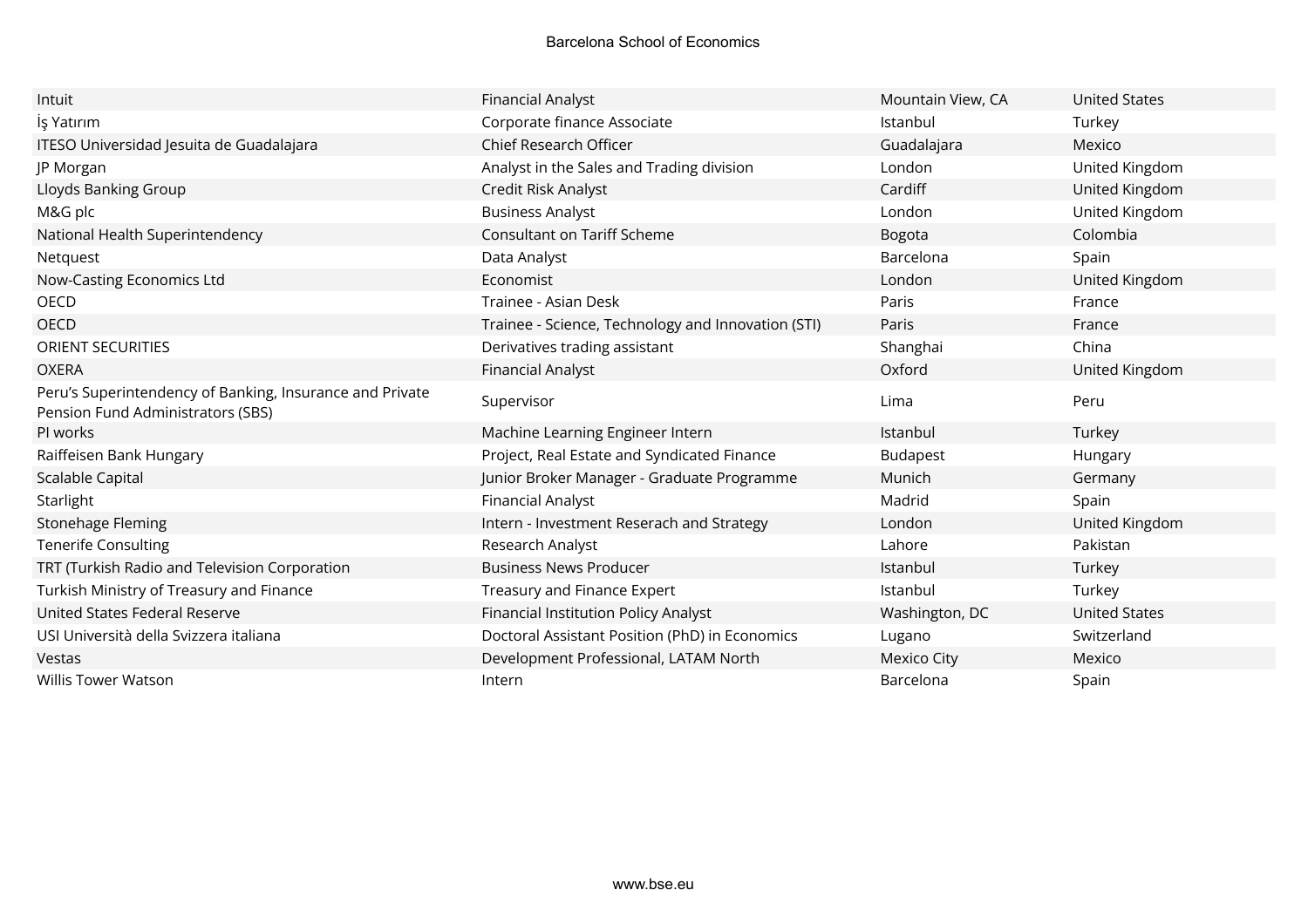| | | | |
|---|---|---|---|
| Intuit | Financial Analyst | Mountain View, CA | United States |
| İş Yatırım | Corporate finance Associate | Istanbul | Turkey |
| ITESO Universidad Jesuita de Guadalajara | Chief Research Officer | Guadalajara | Mexico |
| JP Morgan | Analyst in the Sales and Trading division | London | United Kingdom |
| Lloyds Banking Group | Credit Risk Analyst | Cardiff | United Kingdom |
| M&G plc | Business Analyst | London | United Kingdom |
| National Health Superintendency | Consultant on Tariff Scheme | Bogota | Colombia |
| Netquest | Data Analyst | Barcelona | Spain |
| Now-Casting Economics Ltd | Economist | London | United Kingdom |
| OECD | Trainee - Asian Desk | Paris | France |
| OECD | Trainee - Science, Technology and Innovation (STI) | Paris | France |
| ORIENT SECURITIES | Derivatives trading assistant | Shanghai | China |
| OXERA | Financial Analyst | Oxford | United Kingdom |
| Peru's Superintendency of Banking, Insurance and Private Pension Fund Administrators (SBS) | Supervisor | Lima | Peru |
| PI works | Machine Learning Engineer Intern | Istanbul | Turkey |
| Raiffeisen Bank Hungary | Project, Real Estate and Syndicated Finance | Budapest | Hungary |
| Scalable Capital | Junior Broker Manager - Graduate Programme | Munich | Germany |
| Starlight | Financial Analyst | Madrid | Spain |
| Stonehage Fleming | Intern - Investment Reserach and Strategy | London | United Kingdom |
| Tenerife Consulting | Research Analyst | Lahore | Pakistan |
| TRT (Turkish Radio and Television Corporation | Business News Producer | Istanbul | Turkey |
| Turkish Ministry of Treasury and Finance | Treasury and Finance Expert | Istanbul | Turkey |
| United States Federal Reserve | Financial Institution Policy Analyst | Washington, DC | United States |
| USI Università della Svizzera italiana | Doctoral Assistant Position (PhD) in Economics | Lugano | Switzerland |
| Vestas | Development Professional, LATAM North | Mexico City | Mexico |
| Willis Tower Watson | Intern | Barcelona | Spain |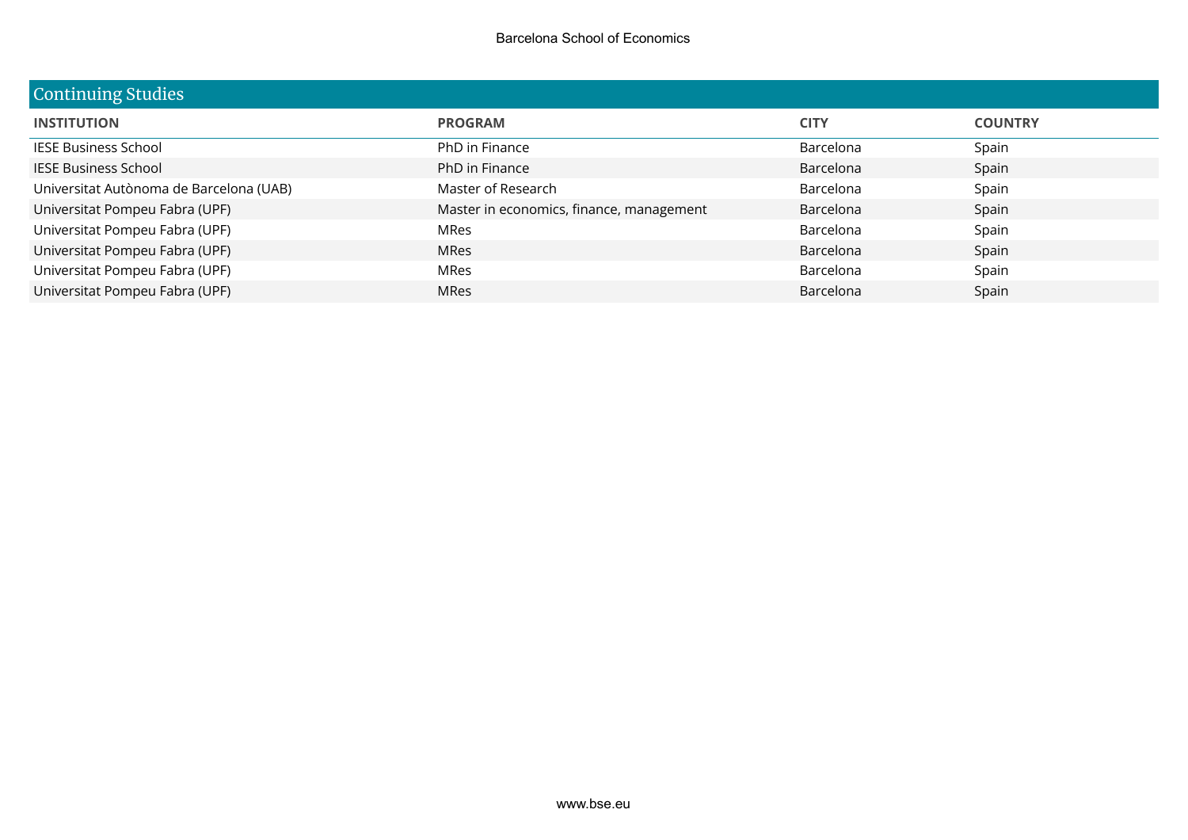## Continuing Studies

| INSTITUTION | PROGRAM | CITY | COUNTRY |
|---|---|---|---|
| IESE Business School | PhD in Finance | Barcelona | Spain |
| IESE Business School | PhD in Finance | Barcelona | Spain |
| Universitat Autònoma de Barcelona (UAB) | Master of Research | Barcelona | Spain |
| Universitat Pompeu Fabra (UPF) | Master in economics, finance, management | Barcelona | Spain |
| Universitat Pompeu Fabra (UPF) | MRes | Barcelona | Spain |
| Universitat Pompeu Fabra (UPF) | MRes | Barcelona | Spain |
| Universitat Pompeu Fabra (UPF) | MRes | Barcelona | Spain |
| Universitat Pompeu Fabra (UPF) | MRes | Barcelona | Spain |